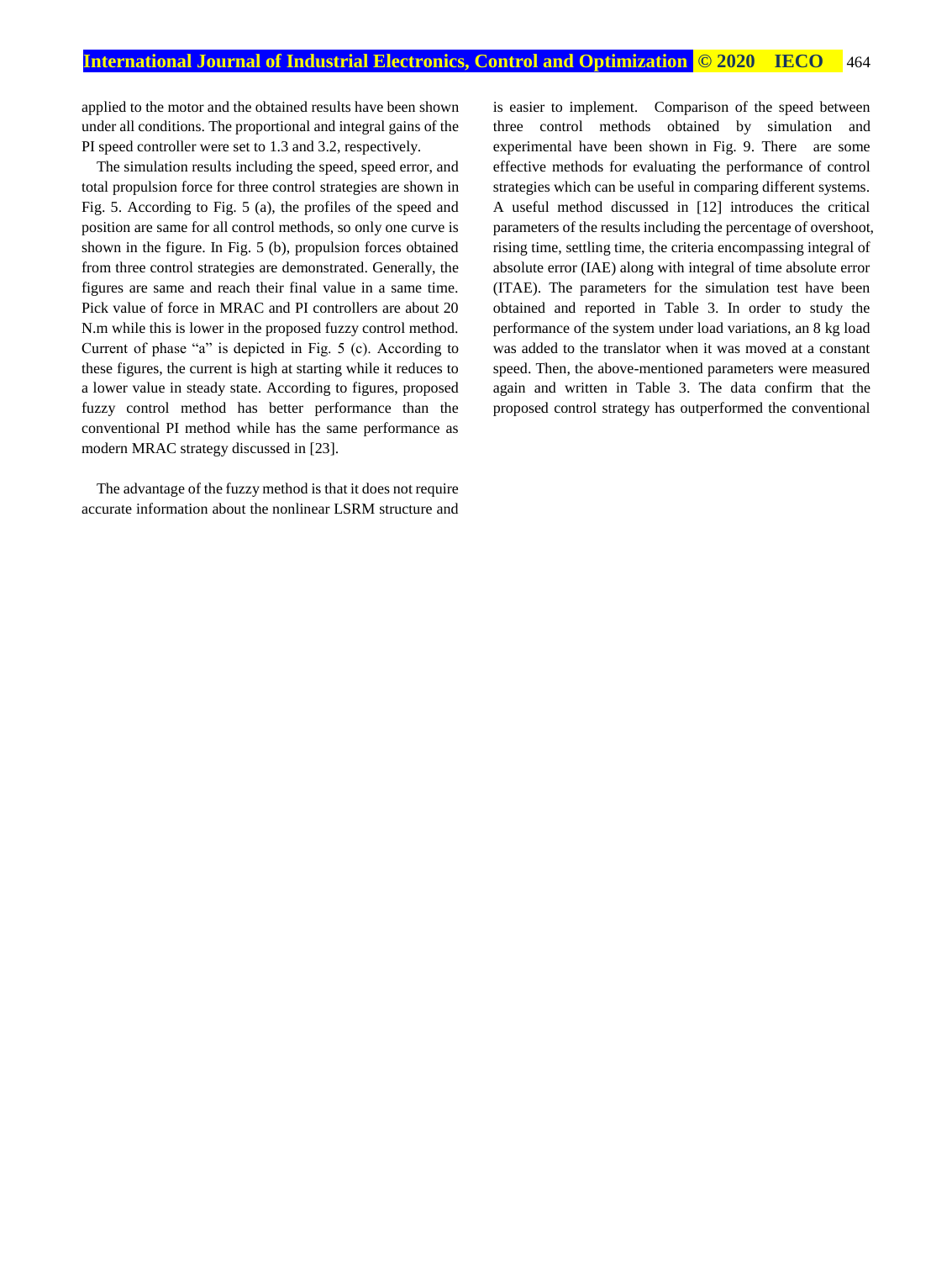applied to the motor and the obtained results have been shown under all conditions. The proportional and integral gains of the PI speed controller were set to 1.3 and 3.2, respectively.

The simulation results including the speed, speed error, and total propulsion force for three control strategies are shown in Fig. 5. According to Fig. 5 (a), the profiles of the speed and position are same for all control methods, so only one curve is shown in the figure. In Fig. 5 (b), propulsion forces obtained from three control strategies are demonstrated. Generally, the figures are same and reach their final value in a same time. Pick value of force in MRAC and PI controllers are about 20 N.m while this is lower in the proposed fuzzy control method. Current of phase "a" is depicted in Fig. 5 (c). According to these figures, the current is high at starting while it reduces to a lower value in steady state. According to figures, proposed fuzzy control method has better performance than the conventional PI method while has the same performance as modern MRAC strategy discussed in [23].

The advantage of the fuzzy method is that it does not require accurate information about the nonlinear LSRM structure and is easier to implement. Comparison of the speed between three control methods obtained by simulation and experimental have been shown in Fig. 9. There are some effective methods for evaluating the performance of control strategies which can be useful in comparing different systems. A useful method discussed in [12] introduces the critical parameters of the results including the percentage of overshoot, rising time, settling time, the criteria encompassing integral of absolute error (IAE) along with integral of time absolute error (ITAE). The parameters for the simulation test have been obtained and reported in Table 3. In order to study the performance of the system under load variations, an 8 kg load was added to the translator when it was moved at a constant speed. Then, the above-mentioned parameters were measured again and written in Table 3. The data confirm that the proposed control strategy has outperformed the conventional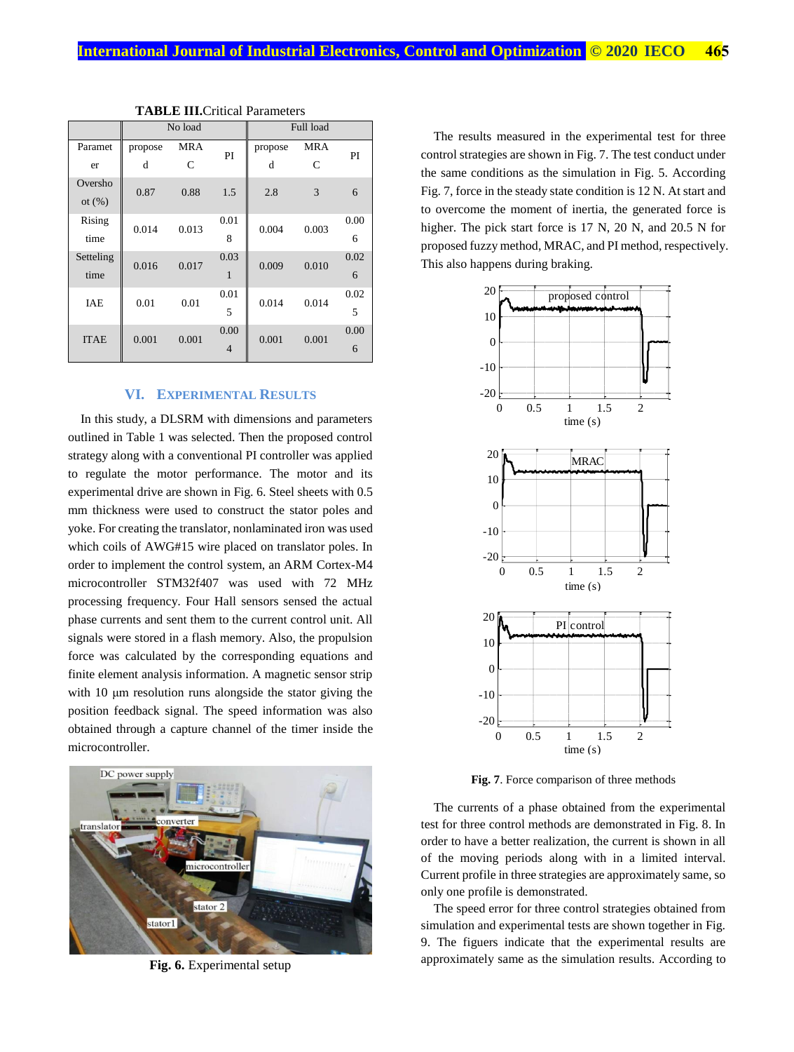**TABLE III.** Critical Parameters

| Parameter | No load | | | Full load | | |
|---|---|---|---|---|---|---|
| | proposed | MRAC | PI | proposed | MRAC | PI |
| Overshoot (%) | 0.87 | 0.88 | 1.5 | 2.8 | 3 | 6 |
| Rising time | 0.014 | 0.013 | 0.018 | 0.004 | 0.003 | 0.006 |
| Setteling time | 0.016 | 0.017 | 0.031 | 0.009 | 0.010 | 0.026 |
| IAE | 0.01 | 0.01 | 0.015 | 0.014 | 0.014 | 0.025 |
| ITAE | 0.001 | 0.001 | 0.004 | 0.001 | 0.001 | 0.006 |

## VI. Experimental Results

In this study, a DLSRM with dimensions and parameters outlined in Table 1 was selected. Then the proposed control strategy along with a conventional PI controller was applied to regulate the motor performance. The motor and its experimental drive are shown in Fig. 6. Steel sheets with 0.5 mm thickness were used to construct the stator poles and yoke. For creating the translator, nonlaminated iron was used which coils of AWG#15 wire placed on translator poles. In order to implement the control system, an ARM Cortex-M4 microcontroller STM32f407 was used with 72 MHz processing frequency. Four Hall sensors sensed the actual phase currents and sent them to the current control unit. All signals were stored in a flash memory. Also, the propulsion force was calculated by the corresponding equations and finite element analysis information. A magnetic sensor strip with 10 μm resolution runs alongside the stator giving the position feedback signal. The speed information was also obtained through a capture channel of the timer inside the microcontroller.

**Fig. 6.** Experimental setup

The results measured in the experimental test for three control strategies are shown in Fig. 7. The test conduct under the same conditions as the simulation in Fig. 5. According Fig. 7, force in the steady state condition is 12 N. At start and to overcome the moment of inertia, the generated force is higher. The pick start force is 17 N, 20 N, and 20.5 N for proposed fuzzy method, MRAC, and PI method, respectively. This also happens during braking.

**Fig. 7**. Force comparison of three methods

The currents of a phase obtained from the experimental test for three control methods are demonstrated in Fig. 8. In order to have a better realization, the current is shown in all of the moving periods along with in a limited interval. Current profile in three strategies are approximately same, so only one profile is demonstrated.

The speed error for three control strategies obtained from simulation and experimental tests are shown together in Fig. 9. The figuers indicate that the experimental results are approximately same as the simulation results. According to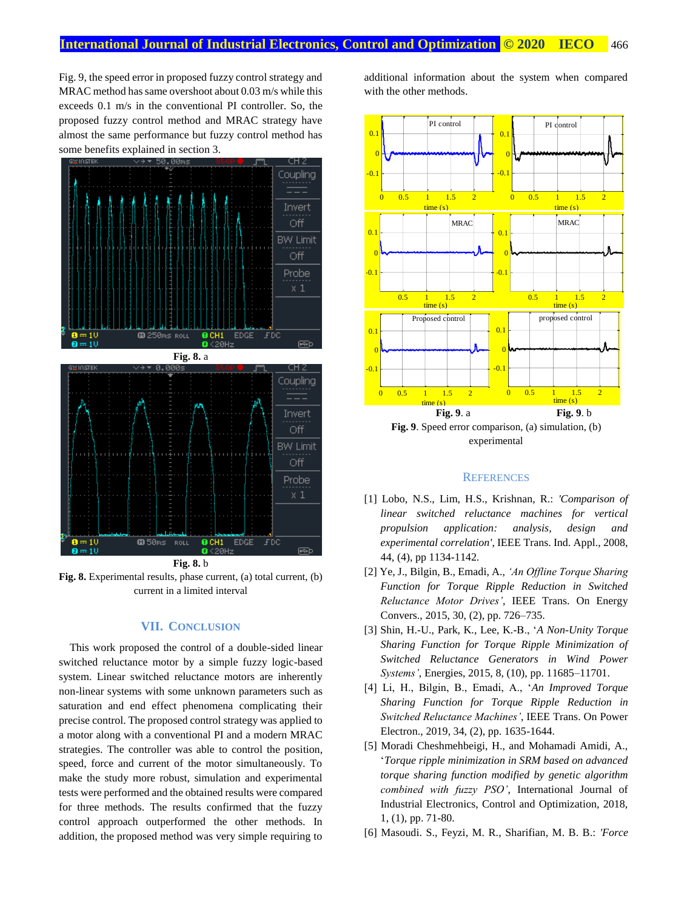Fig. 9, the speed error in proposed fuzzy control strategy and MRAC method has same overshoot about 0.03 m/s while this exceeds 0.1 m/s in the conventional PI controller. So, the proposed fuzzy control method and MRAC strategy have almost the same performance but fuzzy control method has some benefits explained in section 3.

**Fig. 8.** a

**Fig. 8.** b

**Fig. 8.** Experimental results, phase current, (a) total current, (b) current in a limited interval

## VII. Conclusion

This work proposed the control of a double-sided linear switched reluctance motor by a simple fuzzy logic-based system. Linear switched reluctance motors are inherently non-linear systems with some unknown parameters such as saturation and end effect phenomena complicating their precise control. The proposed control strategy was applied to a motor along with a conventional PI and a modern MRAC strategies. The controller was able to control the position, speed, force and current of the motor simultaneously. To make the study more robust, simulation and experimental tests were performed and the obtained results were compared for three methods. The results confirmed that the fuzzy control approach outperformed the other methods. In addition, the proposed method was very simple requiring to additional information about the system when compared with the other methods.

**Fig. 9**. a

**Fig. 9**. b

**Fig. 9**. Speed error comparison, (a) simulation, (b) experimental

## References

[1] Lobo, N.S., Lim, H.S., Krishnan, R.: *'Comparison of linear switched reluctance machines for vertical propulsion application: analysis, design and experimental correlation'*, IEEE Trans. Ind. Appl., 2008, 44, (4), pp 1134-1142.

[2] Ye, J., Bilgin, B., Emadi, A., *'An Offline Torque Sharing Function for Torque Ripple Reduction in Switched Reluctance Motor Drives'*, IEEE Trans. On Energy Convers., 2015, 30, (2), pp. 726–735.

[3] Shin, H.-U., Park, K., Lee, K.-B., '*A Non-Unity Torque Sharing Function for Torque Ripple Minimization of Switched Reluctance Generators in Wind Power Systems'*, Energies, 2015, 8, (10), pp. 11685–11701.

[4] Li, H., Bilgin, B., Emadi, A., '*An Improved Torque Sharing Function for Torque Ripple Reduction in Switched Reluctance Machines'*, IEEE Trans. On Power Electron., 2019, 34, (2), pp. 1635-1644.

[5] Moradi Cheshmehbeigi, H., and Mohamadi Amidi, A., '*Torque ripple minimization in SRM based on advanced torque sharing function modified by genetic algorithm combined with fuzzy PSO'*, International Journal of Industrial Electronics, Control and Optimization, 2018, 1, (1), pp. 71-80.

[6] Masoudi. S., Feyzi, M. R., Sharifian, M. B. B.: *'Force*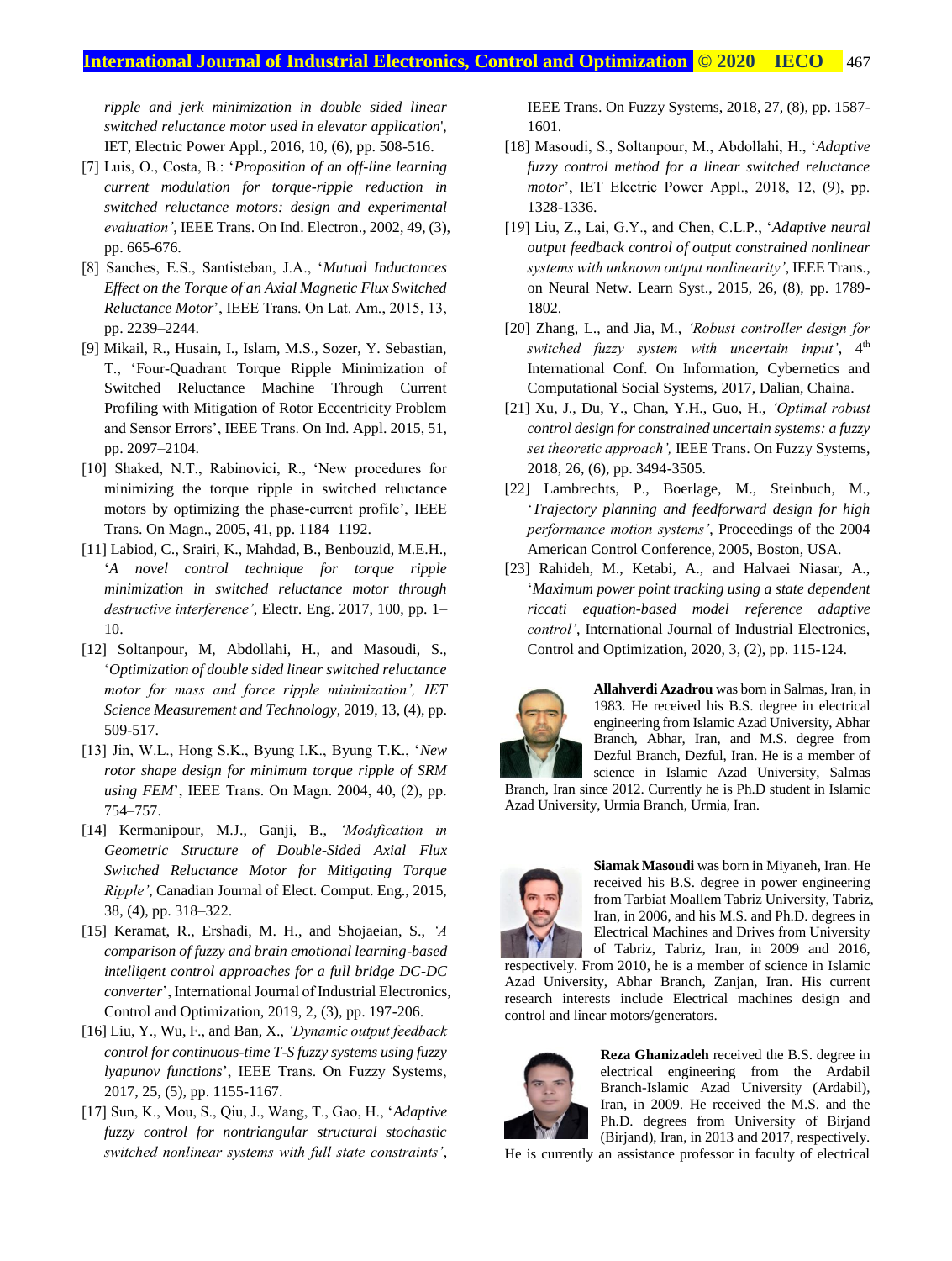*ripple and jerk minimization in double sided linear switched reluctance motor used in elevator application*', IET, Electric Power Appl., 2016, 10, (6), pp. 508-516.

[7] Luis, O., Costa, B.: '*Proposition of an off-line learning current modulation for torque-ripple reduction in switched reluctance motors: design and experimental evaluation'*, IEEE Trans. On Ind. Electron., 2002, 49, (3), pp. 665-676.

[8] Sanches, E.S., Santisteban, J.A., '*Mutual Inductances Effect on the Torque of an Axial Magnetic Flux Switched Reluctance Motor*', IEEE Trans. On Lat. Am., 2015, 13, pp. 2239–2244.

[9] Mikail, R., Husain, I., Islam, M.S., Sozer, Y. Sebastian, T., 'Four-Quadrant Torque Ripple Minimization of Switched Reluctance Machine Through Current Profiling with Mitigation of Rotor Eccentricity Problem and Sensor Errors', IEEE Trans. On Ind. Appl. 2015, 51, pp. 2097–2104.

[10] Shaked, N.T., Rabinovici, R., 'New procedures for minimizing the torque ripple in switched reluctance motors by optimizing the phase-current profile', IEEE Trans. On Magn., 2005, 41, pp. 1184–1192.

[11] Labiod, C., Srairi, K., Mahdad, B., Benbouzid, M.E.H., '*A novel control technique for torque ripple minimization in switched reluctance motor through destructive interference'*, Electr. Eng. 2017, 100, pp. 1–10.

[12] Soltanpour, M, Abdollahi, H., and Masoudi, S., '*Optimization of double sided linear switched reluctance motor for mass and force ripple minimization', IET Science Measurement and Technology*, 2019, 13, (4), pp. 509-517.

[13] Jin, W.L., Hong S.K., Byung I.K., Byung T.K., '*New rotor shape design for minimum torque ripple of SRM using FEM*', IEEE Trans. On Magn. 2004, 40, (2), pp. 754–757.

[14] Kermanipour, M.J., Ganji, B., *'Modification in Geometric Structure of Double-Sided Axial Flux Switched Reluctance Motor for Mitigating Torque Ripple'*, Canadian Journal of Elect. Comput. Eng., 2015, 38, (4), pp. 318–322.

[15] Keramat, R., Ershadi, M. H., and Shojaeian, S., *'A comparison of fuzzy and brain emotional learning-based intelligent control approaches for a full bridge DC-DC converter*', International Journal of Industrial Electronics, Control and Optimization, 2019, 2, (3), pp. 197-206.

[16] Liu, Y., Wu, F., and Ban, X., *'Dynamic output feedback control for continuous-time T-S fuzzy systems using fuzzy lyapunov functions*', IEEE Trans. On Fuzzy Systems, 2017, 25, (5), pp. 1155-1167.

[17] Sun, K., Mou, S., Qiu, J., Wang, T., Gao, H., '*Adaptive fuzzy control for nontriangular structural stochastic switched nonlinear systems with full state constraints'*, IEEE Trans. On Fuzzy Systems, 2018, 27, (8), pp. 1587-1601.

[18] Masoudi, S., Soltanpour, M., Abdollahi, H., '*Adaptive fuzzy control method for a linear switched reluctance motor*', IET Electric Power Appl., 2018, 12, (9), pp. 1328-1336.

[19] Liu, Z., Lai, G.Y., and Chen, C.L.P., '*Adaptive neural output feedback control of output constrained nonlinear systems with unknown output nonlinearity'*, IEEE Trans., on Neural Netw. Learn Syst., 2015, 26, (8), pp. 1789-1802.

[20] Zhang, L., and Jia, M., *'Robust controller design for switched fuzzy system with uncertain input'*, 4th International Conf. On Information, Cybernetics and Computational Social Systems, 2017, Dalian, Chaina.

[21] Xu, J., Du, Y., Chan, Y.H., Guo, H., *'Optimal robust control design for constrained uncertain systems: a fuzzy set theoretic approach',* IEEE Trans. On Fuzzy Systems, 2018, 26, (6), pp. 3494-3505.

[22] Lambrechts, P., Boerlage, M., Steinbuch, M., '*Trajectory planning and feedforward design for high performance motion systems'*, Proceedings of the 2004 American Control Conference, 2005, Boston, USA.

[23] Rahideh, M., Ketabi, A., and Halvaei Niasar, A., '*Maximum power point tracking using a state dependent riccati equation-based model reference adaptive control'*, International Journal of Industrial Electronics, Control and Optimization, 2020, 3, (2), pp. 115-124.

**Allahverdi Azadrou** was born in Salmas, Iran, in 1983. He received his B.S. degree in electrical engineering from Islamic Azad University, Abhar Branch, Abhar, Iran, and M.S. degree from Dezful Branch, Dezful, Iran. He is a member of science in Islamic Azad University, Salmas Branch, Iran since 2012. Currently he is Ph.D student in Islamic Azad University, Urmia Branch, Urmia, Iran.

**Siamak Masoudi** was born in Miyaneh, Iran. He received his B.S. degree in power engineering from Tarbiat Moallem Tabriz University, Tabriz, Iran, in 2006, and his M.S. and Ph.D. degrees in Electrical Machines and Drives from University of Tabriz, Tabriz, Iran, in 2009 and 2016, respectively. From 2010, he is a member of science in Islamic Azad University, Abhar Branch, Zanjan, Iran. His current research interests include Electrical machines design and control and linear motors/generators.

**Reza Ghanizadeh** received the B.S. degree in electrical engineering from the Ardabil Branch-Islamic Azad University (Ardabil), Iran, in 2009. He received the M.S. and the Ph.D. degrees from University of Birjand (Birjand), Iran, in 2013 and 2017, respectively. He is currently an assistance professor in faculty of electrical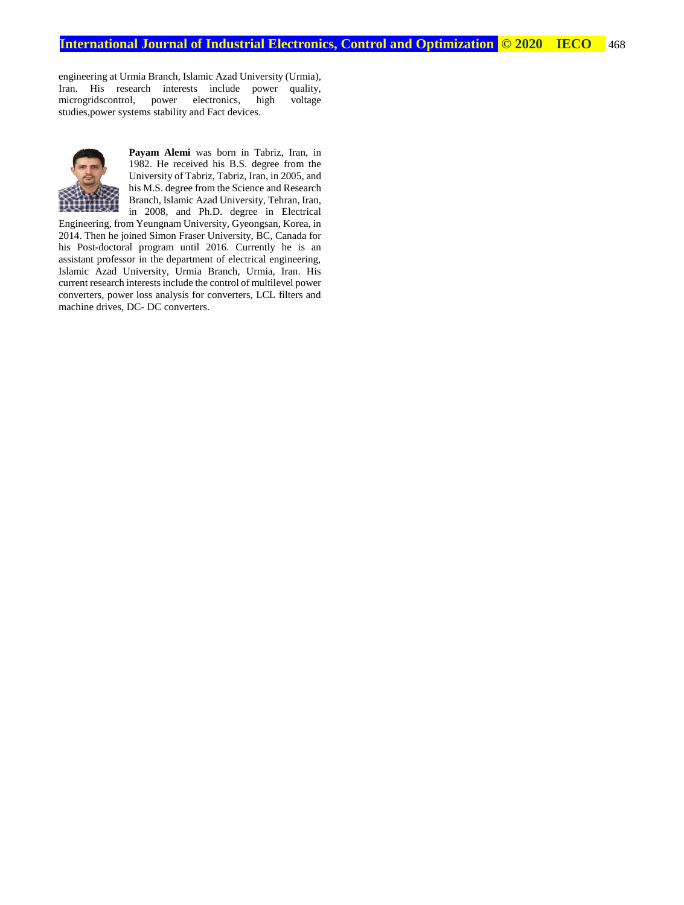engineering at Urmia Branch, Islamic Azad University (Urmia), Iran. His research interests include power quality, microgridscontrol, power electronics, high voltage studies,power systems stability and Fact devices.

**Payam Alemi** was born in Tabriz, Iran, in 1982. He received his B.S. degree from the University of Tabriz, Tabriz, Iran, in 2005, and his M.S. degree from the Science and Research Branch, Islamic Azad University, Tehran, Iran, in 2008, and Ph.D. degree in Electrical Engineering, from Yeungnam University, Gyeongsan, Korea, in 2014. Then he joined Simon Fraser University, BC, Canada for his Post-doctoral program until 2016. Currently he is an assistant professor in the department of electrical engineering, Islamic Azad University, Urmia Branch, Urmia, Iran. His current research interests include the control of multilevel power converters, power loss analysis for converters, LCL filters and machine drives, DC- DC converters.